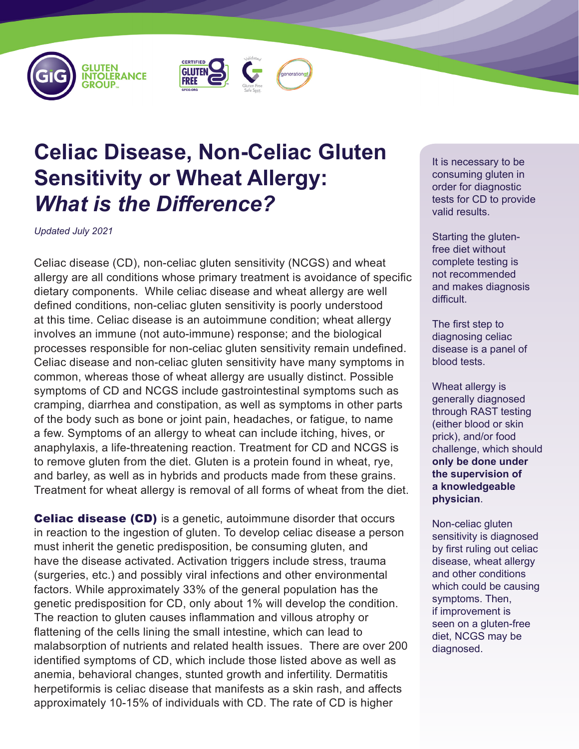# Celiac Disease, Non-Celiac Gluten Sensitivity or Wheat Allergy: *What is the Difference?*

*Updated July 2021*

Celiac disease (CD), non-celiac gluten sensitivity (NCGS) and wheat allergy are all conditions whose primary treatment is avoidance of specific dietary components. While celiac disease and wheat allergy are well defined conditions, non-celiac gluten sensitivity is poorly understood at this time. Celiac disease is an autoimmune condition; wheat allergy involves an immune (not auto-immune) response; and the biological processes responsible for non-celiac gluten sensitivity remain undefined. Celiac disease and non-celiac gluten sensitivity have many symptoms in common, whereas those of wheat allergy are usually distinct. Possible symptoms of CD and NCGS include gastrointestinal symptoms such as cramping, diarrhea and constipation, as well as symptoms in other parts of the body such as bone or joint pain, headaches, or fatigue, to name a few. Symptoms of an allergy to wheat can include itching, hives, or anaphylaxis, a life-threatening reaction. Treatment for CD and NCGS is to remove gluten from the diet. Gluten is a protein found in wheat, rye, and barley, as well as in hybrids and products made from these grains. Treatment for wheat allergy is removal of all forms of wheat from the diet.

**Celiac disease (CD)** is a genetic, autoimmune disorder that occurs in reaction to the ingestion of gluten. To develop celiac disease a person must inherit the genetic predisposition, be consuming gluten, and have the disease activated. Activation triggers include stress, trauma (surgeries, etc.) and possibly viral infections and other environmental factors. While approximately 33% of the general population has the genetic predisposition for CD, only about 1% will develop the condition. The reaction to gluten causes inflammation and villous atrophy or flattening of the cells lining the small intestine, which can lead to malabsorption of nutrients and related health issues. There are over 200 identified symptoms of CD, which include those listed above as well as anemia, behavioral changes, stunted growth and infertility. Dermatitis herpetiformis is celiac disease that manifests as a skin rash, and affects approximately 10-15% of individuals with CD. The rate of CD is higher

It is necessary to be consuming gluten in order for diagnostic tests for CD to provide valid results.

Starting the gluten-free diet without complete testing is not recommended and makes diagnosis difficult.

The first step to diagnosing celiac disease is a panel of blood tests.

Wheat allergy is generally diagnosed through RAST testing (either blood or skin prick), and/or food challenge, which should **only be done under the supervision of a knowledgeable physician**.

Non-celiac gluten sensitivity is diagnosed by first ruling out celiac disease, wheat allergy and other conditions which could be causing symptoms. Then, if improvement is seen on a gluten-free diet, NCGS may be diagnosed.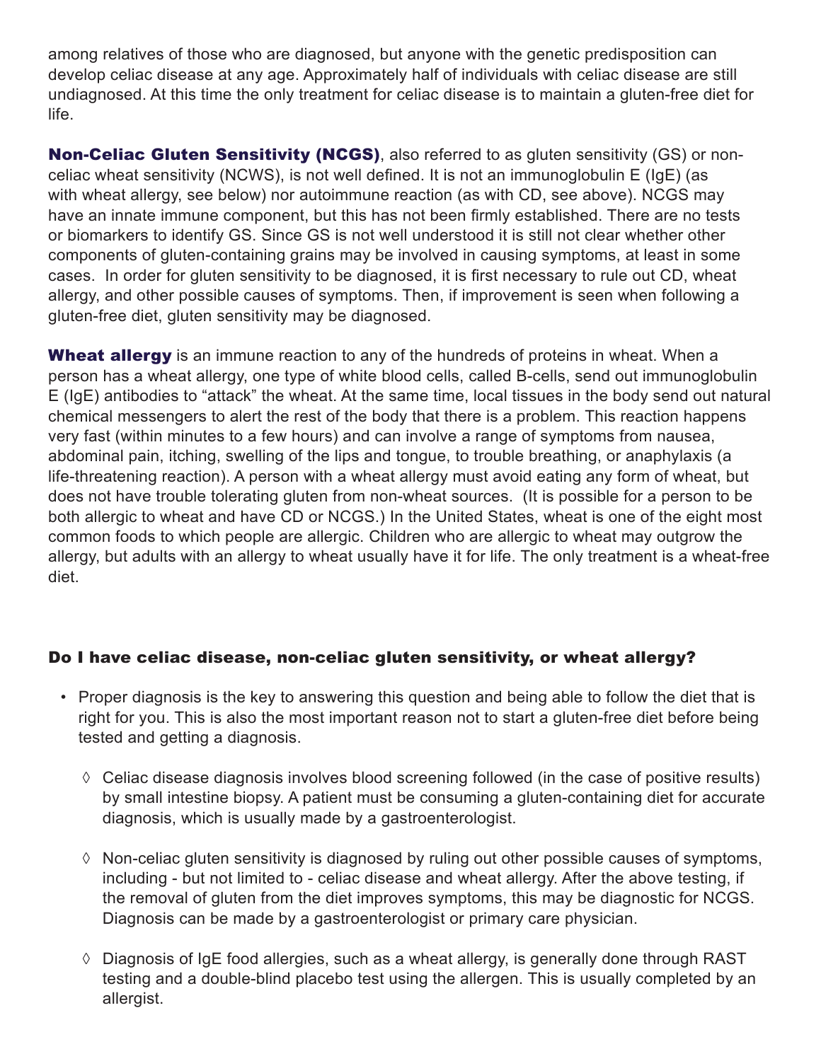among relatives of those who are diagnosed, but anyone with the genetic predisposition can develop celiac disease at any age. Approximately half of individuals with celiac disease are still undiagnosed. At this time the only treatment for celiac disease is to maintain a gluten-free diet for life.

**Non-Celiac Gluten Sensitivity (NCGS)**, also referred to as gluten sensitivity (GS) or non-celiac wheat sensitivity (NCWS), is not well defined. It is not an immunoglobulin E (IgE) (as with wheat allergy, see below) nor autoimmune reaction (as with CD, see above). NCGS may have an innate immune component, but this has not been firmly established. There are no tests or biomarkers to identify GS. Since GS is not well understood it is still not clear whether other components of gluten-containing grains may be involved in causing symptoms, at least in some cases. In order for gluten sensitivity to be diagnosed, it is first necessary to rule out CD, wheat allergy, and other possible causes of symptoms. Then, if improvement is seen when following a gluten-free diet, gluten sensitivity may be diagnosed.

**Wheat allergy** is an immune reaction to any of the hundreds of proteins in wheat. When a person has a wheat allergy, one type of white blood cells, called B-cells, send out immunoglobulin E (IgE) antibodies to "attack" the wheat. At the same time, local tissues in the body send out natural chemical messengers to alert the rest of the body that there is a problem. This reaction happens very fast (within minutes to a few hours) and can involve a range of symptoms from nausea, abdominal pain, itching, swelling of the lips and tongue, to trouble breathing, or anaphylaxis (a life-threatening reaction). A person with a wheat allergy must avoid eating any form of wheat, but does not have trouble tolerating gluten from non-wheat sources. (It is possible for a person to be both allergic to wheat and have CD or NCGS.) In the United States, wheat is one of the eight most common foods to which people are allergic. Children who are allergic to wheat may outgrow the allergy, but adults with an allergy to wheat usually have it for life. The only treatment is a wheat-free diet.

### Do I have celiac disease, non-celiac gluten sensitivity, or wheat allergy?

- Proper diagnosis is the key to answering this question and being able to follow the diet that is right for you. This is also the most important reason not to start a gluten-free diet before being tested and getting a diagnosis.
  - ◊ Celiac disease diagnosis involves blood screening followed (in the case of positive results) by small intestine biopsy. A patient must be consuming a gluten-containing diet for accurate diagnosis, which is usually made by a gastroenterologist.
  - ◊ Non-celiac gluten sensitivity is diagnosed by ruling out other possible causes of symptoms, including - but not limited to - celiac disease and wheat allergy. After the above testing, if the removal of gluten from the diet improves symptoms, this may be diagnostic for NCGS. Diagnosis can be made by a gastroenterologist or primary care physician.
  - ◊ Diagnosis of IgE food allergies, such as a wheat allergy, is generally done through RAST testing and a double-blind placebo test using the allergen. This is usually completed by an allergist.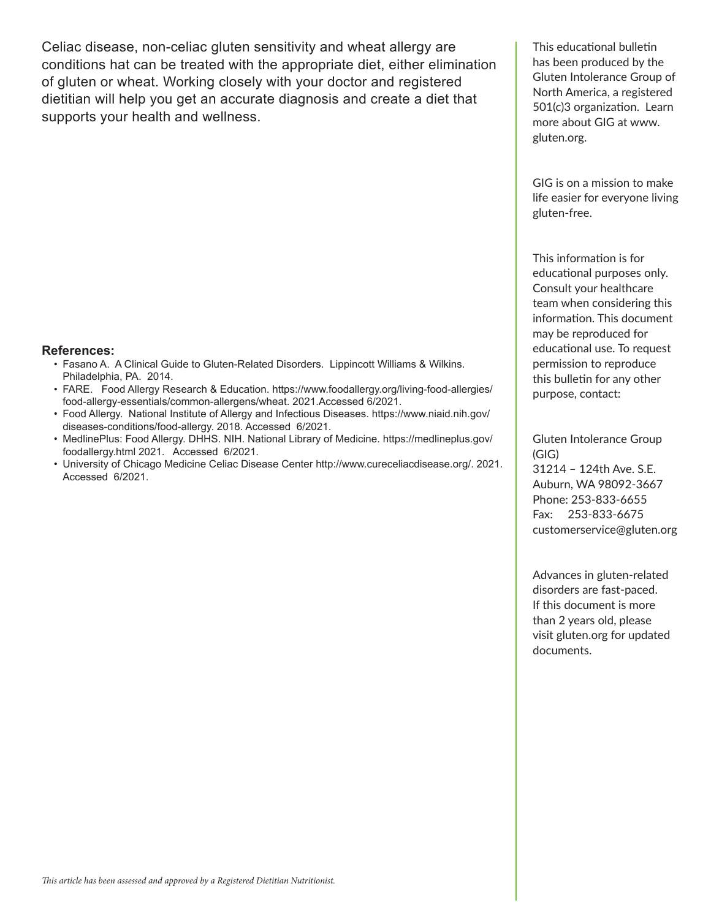Celiac disease, non-celiac gluten sensitivity and wheat allergy are conditions hat can be treated with the appropriate diet, either elimination of gluten or wheat. Working closely with your doctor and registered dietitian will help you get an accurate diagnosis and create a diet that supports your health and wellness.

**References:**

- Fasano A. A Clinical Guide to Gluten-Related Disorders. Lippincott Williams & Wilkins. Philadelphia, PA. 2014.
- FARE. Food Allergy Research & Education. https://www.foodallergy.org/living-food-allergies/food-allergy-essentials/common-allergens/wheat. 2021.Accessed 6/2021.
- Food Allergy. National Institute of Allergy and Infectious Diseases. https://www.niaid.nih.gov/diseases-conditions/food-allergy. 2018. Accessed 6/2021.
- MedlinePlus: Food Allergy. DHHS. NIH. National Library of Medicine. https://medlineplus.gov/foodallergy.html 2021. Accessed 6/2021.
- University of Chicago Medicine Celiac Disease Center http://www.cureceliacdisease.org/. 2021. Accessed 6/2021.

*This article has been assessed and approved by a Registered Dietitian Nutritionist.*

This educational bulletin has been produced by the Gluten Intolerance Group of North America, a registered 501(c)3 organization. Learn more about GIG at www.gluten.org.

GIG is on a mission to make life easier for everyone living gluten-free.

This information is for educational purposes only. Consult your healthcare team when considering this information. This document may be reproduced for educational use. To request permission to reproduce this bulletin for any other purpose, contact:

Gluten Intolerance Group (GIG)
31214 – 124th Ave. S.E.
Auburn, WA 98092-3667
Phone: 253-833-6655
Fax: 253-833-6675
customerservice@gluten.org

Advances in gluten-related disorders are fast-paced. If this document is more than 2 years old, please visit gluten.org for updated documents.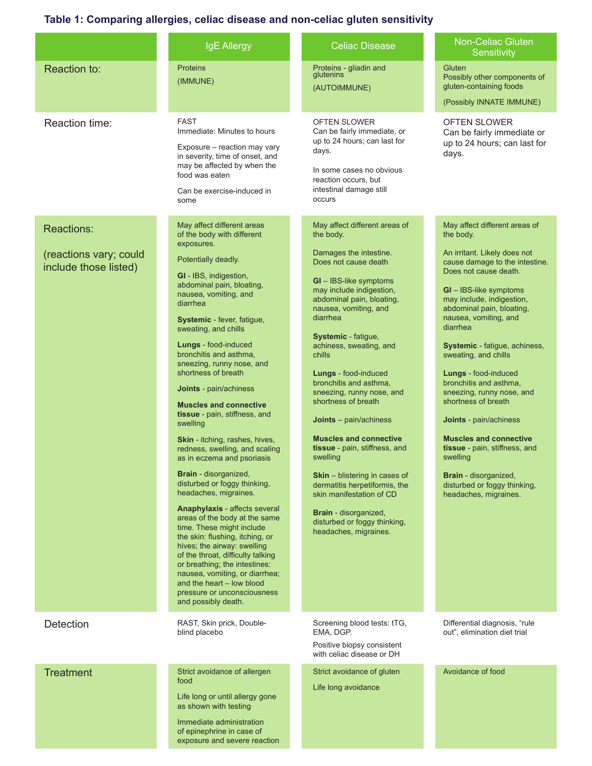**Table 1: Comparing allergies, celiac disease and non-celiac gluten sensitivity**

| | IgE Allergy | Celiac Disease | Non-Celiac Gluten Sensitivity |
|---|---|---|---|
| Reaction to: | Proteins<br><br>(IMMUNE) | Proteins - gliadin and glutenins<br><br>(AUTOIMMUNE) | Gluten<br>Possibly other components of gluten-containing foods<br><br>(Possibly INNATE IMMUNE) |
| Reaction time: | FAST<br>Immediate: Minutes to hours<br><br>Exposure – reaction may vary in severity, time of onset, and may be affected by when the food was eaten<br><br>Can be exercise-induced in some | OFTEN SLOWER<br>Can be fairly immediate, or up to 24 hours; can last for days.<br><br>In some cases no obvious reaction occurs, but intestinal damage still occurs | OFTEN SLOWER<br>Can be fairly immediate or up to 24 hours; can last for days. |
| Reactions:<br><br>(reactions vary; could include those listed) | May affect different areas of the body with different exposures.<br><br>Potentially deadly.<br><br>**GI** - IBS, indigestion, abdominal pain, bloating, nausea, vomiting, and diarrhea<br><br>**Systemic** - fever, fatigue, sweating, and chills<br><br>**Lungs** - food-induced bronchitis and asthma, sneezing, runny nose, and shortness of breath<br><br>**Joints** - pain/achiness<br><br>**Muscles and connective tissue** - pain, stiffness, and swelling<br><br>**Skin** - itching, rashes, hives, redness, swelling, and scaling as in eczema and psoriasis<br><br>**Brain** - disorganized, disturbed or foggy thinking, headaches, migraines.<br><br>**Anaphylaxis** - affects several areas of the body at the same time. These might include the skin: flushing, itching, or hives; the airway: swelling of the throat, difficulty talking or breathing; the intestines: nausea, vomiting, or diarrhea; and the heart – low blood pressure or unconsciousness and possibly death. | May affect different areas of the body.<br><br>Damages the intestine. Does not cause death<br><br>**GI** – IBS-like symptoms may include indigestion, abdominal pain, bloating, nausea, vomiting, and diarrhea<br><br>**Systemic** - fatigue, achiness, sweating, and chills<br><br>**Lungs** - food-induced bronchitis and asthma, sneezing, runny nose, and shortness of breath<br><br>**Joints** – pain/achiness<br><br>**Muscles and connective tissue** - pain, stiffness, and swelling<br><br>**Skin** – blistering in cases of dermatitis herpetiformis, the skin manifestation of CD<br><br>**Brain** - disorganized, disturbed or foggy thinking, headaches, migraines. | May affect different areas of the body.<br><br>An irritant. Likely does not cause damage to the intestine. Does not cause death.<br><br>**GI** – IBS-like symptoms may include, indigestion, abdominal pain, bloating, nausea, vomiting, and diarrhea<br><br>**Systemic** - fatigue, achiness, sweating, and chills<br><br>**Lungs** - food-induced bronchitis and asthma, sneezing, runny nose, and shortness of breath<br><br>**Joints** - pain/achiness<br><br>**Muscles and connective tissue** - pain, stiffness, and swelling<br><br>**Brain** - disorganized, disturbed or foggy thinking, headaches, migraines. |
| Detection | RAST, Skin prick, Double-blind placebo | Screening blood tests: tTG, EMA, DGP.<br><br>Positive biopsy consistent with celiac disease or DH | Differential diagnosis, "rule out", elimination diet trial |
| Treatment | Strict avoidance of allergen food<br><br>Life long or until allergy gone as shown with testing<br><br>Immediate administration of epinephrine in case of exposure and severe reaction | Strict avoidance of gluten<br><br>Life long avoidance | Avoidance of food |